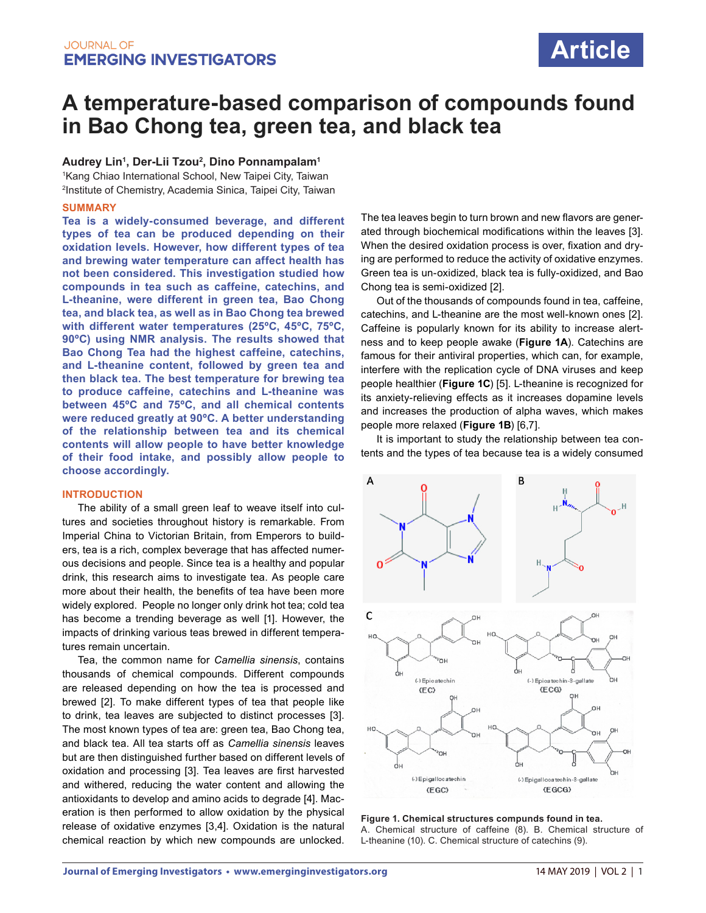# A temperature-based comparison of compounds found in Bao Chong tea, green tea, and black tea

**Audrey Lin[1], Der-Lii Tzou[2], Dino Ponnampalam[1]**

[1]Kang Chiao International School, New Taipei City, Taiwan

[2]Institute of Chemistry, Academia Sinica, Taipei City, Taiwan

## SUMMARY

**Tea is a widely-consumed beverage, and different types of tea can be produced depending on their oxidation levels. However, how different types of tea and brewing water temperature can affect health has not been considered. This investigation studied how compounds in tea such as caffeine, catechins, and L-theanine, were different in green tea, Bao Chong tea, and black tea, as well as in Bao Chong tea brewed with different water temperatures (25ºC, 45ºC, 75ºC, 90ºC) using NMR analysis. The results showed that Bao Chong Tea had the highest caffeine, catechins, and L-theanine content, followed by green tea and then black tea. The best temperature for brewing tea to produce caffeine, catechins and L-theanine was between 45ºC and 75ºC, and all chemical contents were reduced greatly at 90ºC. A better understanding of the relationship between tea and its chemical contents will allow people to have better knowledge of their food intake, and possibly allow people to choose accordingly.**

## INTRODUCTION

The ability of a small green leaf to weave itself into cultures and societies throughout history is remarkable. From Imperial China to Victorian Britain, from Emperors to builders, tea is a rich, complex beverage that has affected numerous decisions and people. Since tea is a healthy and popular drink, this research aims to investigate tea. As people care more about their health, the benefits of tea have been more widely explored. People no longer only drink hot tea; cold tea has become a trending beverage as well [1]. However, the impacts of drinking various teas brewed in different temperatures remain uncertain.

Tea, the common name for *Camellia sinensis*, contains thousands of chemical compounds. Different compounds are released depending on how the tea is processed and brewed [2]. To make different types of tea that people like to drink, tea leaves are subjected to distinct processes [3]. The most known types of tea are: green tea, Bao Chong tea, and black tea. All tea starts off as *Camellia sinensis* leaves but are then distinguished further based on different levels of oxidation and processing [3]. Tea leaves are first harvested and withered, reducing the water content and allowing the antioxidants to develop and amino acids to degrade [4]. Maceration is then performed to allow oxidation by the physical release of oxidative enzymes [3,4]. Oxidation is the natural chemical reaction by which new compounds are unlocked. The tea leaves begin to turn brown and new flavors are generated through biochemical modifications within the leaves [3]. When the desired oxidation process is over, fixation and drying are performed to reduce the activity of oxidative enzymes. Green tea is un-oxidized, black tea is fully-oxidized, and Bao Chong tea is semi-oxidized [2].

Out of the thousands of compounds found in tea, caffeine, catechins, and L-theanine are the most well-known ones [2]. Caffeine is popularly known for its ability to increase alertness and to keep people awake (**Figure 1A**). Catechins are famous for their antiviral properties, which can, for example, interfere with the replication cycle of DNA viruses and keep people healthier (**Figure 1C**) [5]. L-theanine is recognized for its anxiety-relieving effects as it increases dopamine levels and increases the production of alpha waves, which makes people more relaxed (**Figure 1B**) [6,7].

It is important to study the relationship between tea contents and the types of tea because tea is a widely consumed

**Figure 1. Chemical structures compunds found in tea.** A. Chemical structure of caffeine (8). B. Chemical structure of L-theanine (10). C. Chemical structure of catechins (9).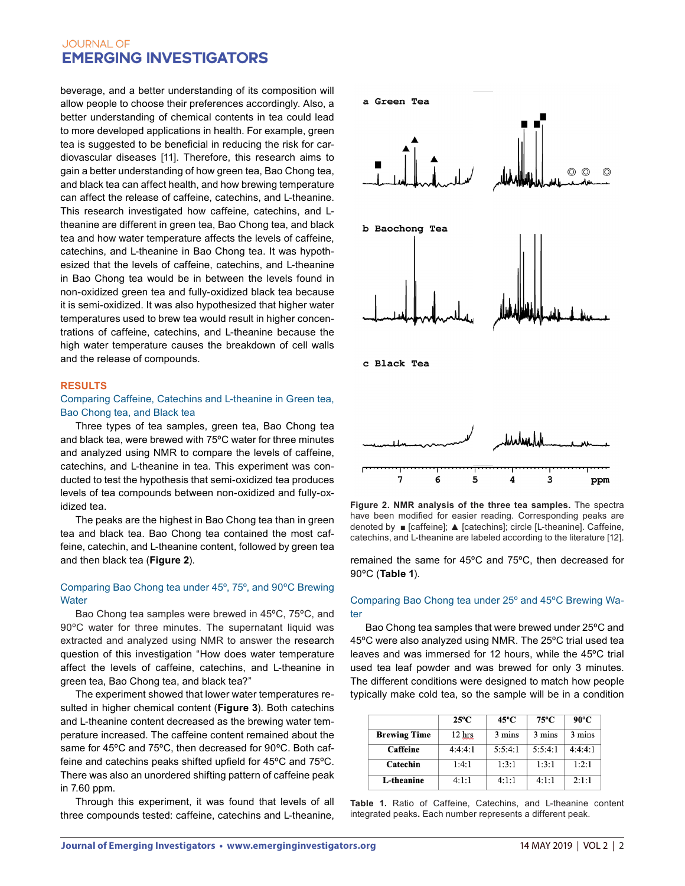beverage, and a better understanding of its composition will allow people to choose their preferences accordingly. Also, a better understanding of chemical contents in tea could lead to more developed applications in health. For example, green tea is suggested to be beneficial in reducing the risk for cardiovascular diseases [11]. Therefore, this research aims to gain a better understanding of how green tea, Bao Chong tea, and black tea can affect health, and how brewing temperature can affect the release of caffeine, catechins, and L-theanine. This research investigated how caffeine, catechins, and L-theanine are different in green tea, Bao Chong tea, and black tea and how water temperature affects the levels of caffeine, catechins, and L-theanine in Bao Chong tea. It was hypothesized that the levels of caffeine, catechins, and L-theanine in Bao Chong tea would be in between the levels found in non-oxidized green tea and fully-oxidized black tea because it is semi-oxidized. It was also hypothesized that higher water temperatures used to brew tea would result in higher concentrations of caffeine, catechins, and L-theanine because the high water temperature causes the breakdown of cell walls and the release of compounds.

## RESULTS

### Comparing Caffeine, Catechins and L-theanine in Green tea, Bao Chong tea, and Black tea

Three types of tea samples, green tea, Bao Chong tea and black tea, were brewed with 75ºC water for three minutes and analyzed using NMR to compare the levels of caffeine, catechins, and L-theanine in tea. This experiment was conducted to test the hypothesis that semi-oxidized tea produces levels of tea compounds between non-oxidized and fully-oxidized tea.

The peaks are the highest in Bao Chong tea than in green tea and black tea. Bao Chong tea contained the most caffeine, catechin, and L-theanine content, followed by green tea and then black tea (**Figure 2**).

### Comparing Bao Chong tea under 45º, 75º, and 90ºC Brewing Water

Bao Chong tea samples were brewed in 45ºC, 75ºC, and 90ºC water for three minutes. The supernatant liquid was extracted and analyzed using NMR to answer the research question of this investigation "How does water temperature affect the levels of caffeine, catechins, and L-theanine in green tea, Bao Chong tea, and black tea?"

The experiment showed that lower water temperatures resulted in higher chemical content (**Figure 3**). Both catechins and L-theanine content decreased as the brewing water temperature increased. The caffeine content remained about the same for 45ºC and 75ºC, then decreased for 90ºC. Both caffeine and catechins peaks shifted upfield for 45ºC and 75ºC. There was also an unordered shifting pattern of caffeine peak in 7.60 ppm.

Through this experiment, it was found that levels of all three compounds tested: caffeine, catechins and L-theanine, remained the same for 45ºC and 75ºC, then decreased for 90ºC (**Table 1**).

**Figure 2. NMR analysis of the three tea samples.** The spectra have been modified for easier reading. Corresponding peaks are denoted by ■ [caffeine]; ▲ [catechins]; circle [L-theanine]. Caffeine, catechins, and L-theanine are labeled according to the literature [12].

### Comparing Bao Chong tea under 25º and 45ºC Brewing Water

Bao Chong tea samples that were brewed under 25ºC and 45ºC were also analyzed using NMR. The 25ºC trial used tea leaves and was immersed for 12 hours, while the 45ºC trial used tea leaf powder and was brewed for only 3 minutes. The different conditions were designed to match how people typically make cold tea, so the sample will be in a condition

| | 25ºC | 45ºC | 75ºC | 90ºC |
|---|---|---|---|---|
| **Brewing Time** | 12 hrs | 3 mins | 3 mins | 3 mins |
| **Caffeine** | 4:4:4:1 | 5:5:4:1 | 5:5:4:1 | 4:4:4:1 |
| **Catechin** | 1:4:1 | 1:3:1 | 1:3:1 | 1:2:1 |
| **L-theanine** | 4:1:1 | 4:1:1 | 4:1:1 | 2:1:1 |

**Table 1.** Ratio of Caffeine, Catechins, and L-theanine content integrated peaks**.** Each number represents a different peak.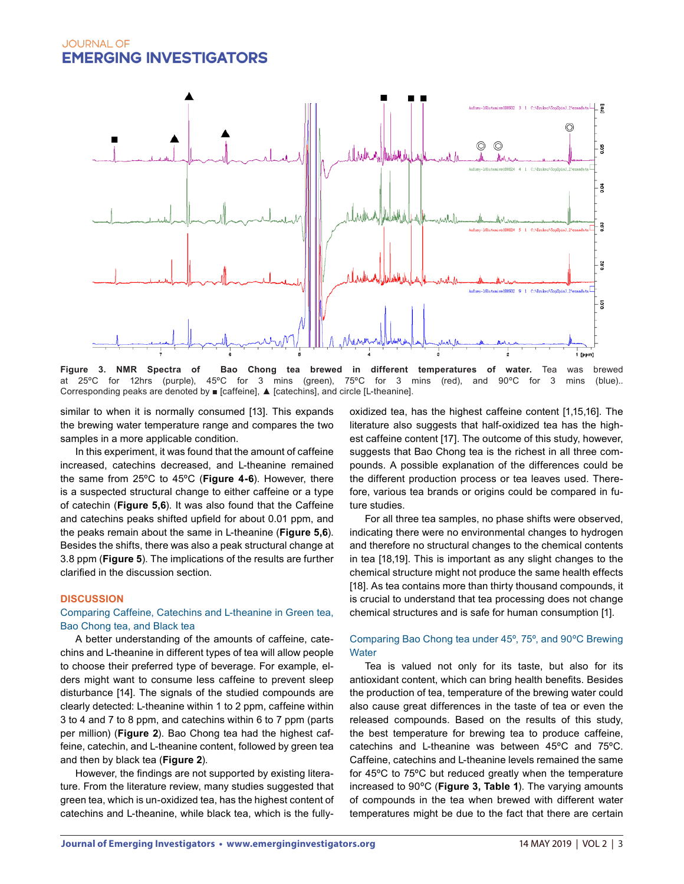**Figure 3. NMR Spectra of Bao Chong tea brewed in different temperatures of water.** Tea was brewed at 25ºC for 12hrs (purple), 45ºC for 3 mins (green), 75ºC for 3 mins (red), and 90ºC for 3 mins (blue).. Corresponding peaks are denoted by ■ [caffeine], ▲ [catechins], and circle [L-theanine].

similar to when it is normally consumed [13]. This expands the brewing water temperature range and compares the two samples in a more applicable condition.

In this experiment, it was found that the amount of caffeine increased, catechins decreased, and L-theanine remained the same from 25ºC to 45ºC (**Figure 4-6**). However, there is a suspected structural change to either caffeine or a type of catechin (**Figure 5,6**). It was also found that the Caffeine and catechins peaks shifted upfield for about 0.01 ppm, and the peaks remain about the same in L-theanine (**Figure 5,6**). Besides the shifts, there was also a peak structural change at 3.8 ppm (**Figure 5**). The implications of the results are further clarified in the discussion section.

## DISCUSSION

### Comparing Caffeine, Catechins and L-theanine in Green tea, Bao Chong tea, and Black tea

A better understanding of the amounts of caffeine, catechins and L-theanine in different types of tea will allow people to choose their preferred type of beverage. For example, elders might want to consume less caffeine to prevent sleep disturbance [14]. The signals of the studied compounds are clearly detected: L-theanine within 1 to 2 ppm, caffeine within 3 to 4 and 7 to 8 ppm, and catechins within 6 to 7 ppm (parts per million) (**Figure 2**). Bao Chong tea had the highest caffeine, catechin, and L-theanine content, followed by green tea and then by black tea (**Figure 2**).

However, the findings are not supported by existing literature. From the literature review, many studies suggested that green tea, which is un-oxidized tea, has the highest content of catechins and L-theanine, while black tea, which is the fully-oxidized tea, has the highest caffeine content [1,15,16]. The literature also suggests that half-oxidized tea has the highest caffeine content [17]. The outcome of this study, however, suggests that Bao Chong tea is the richest in all three compounds. A possible explanation of the differences could be the different production process or tea leaves used. Therefore, various tea brands or origins could be compared in future studies.

For all three tea samples, no phase shifts were observed, indicating there were no environmental changes to hydrogen and therefore no structural changes to the chemical contents in tea [18,19]. This is important as any slight changes to the chemical structure might not produce the same health effects [18]. As tea contains more than thirty thousand compounds, it is crucial to understand that tea processing does not change chemical structures and is safe for human consumption [1].

### Comparing Bao Chong tea under 45º, 75º, and 90ºC Brewing Water

Tea is valued not only for its taste, but also for its antioxidant content, which can bring health benefits. Besides the production of tea, temperature of the brewing water could also cause great differences in the taste of tea or even the released compounds. Based on the results of this study, the best temperature for brewing tea to produce caffeine, catechins and L-theanine was between 45ºC and 75ºC. Caffeine, catechins and L-theanine levels remained the same for 45ºC to 75ºC but reduced greatly when the temperature increased to 90ºC (**Figure 3, Table 1**). The varying amounts of compounds in the tea when brewed with different water temperatures might be due to the fact that there are certain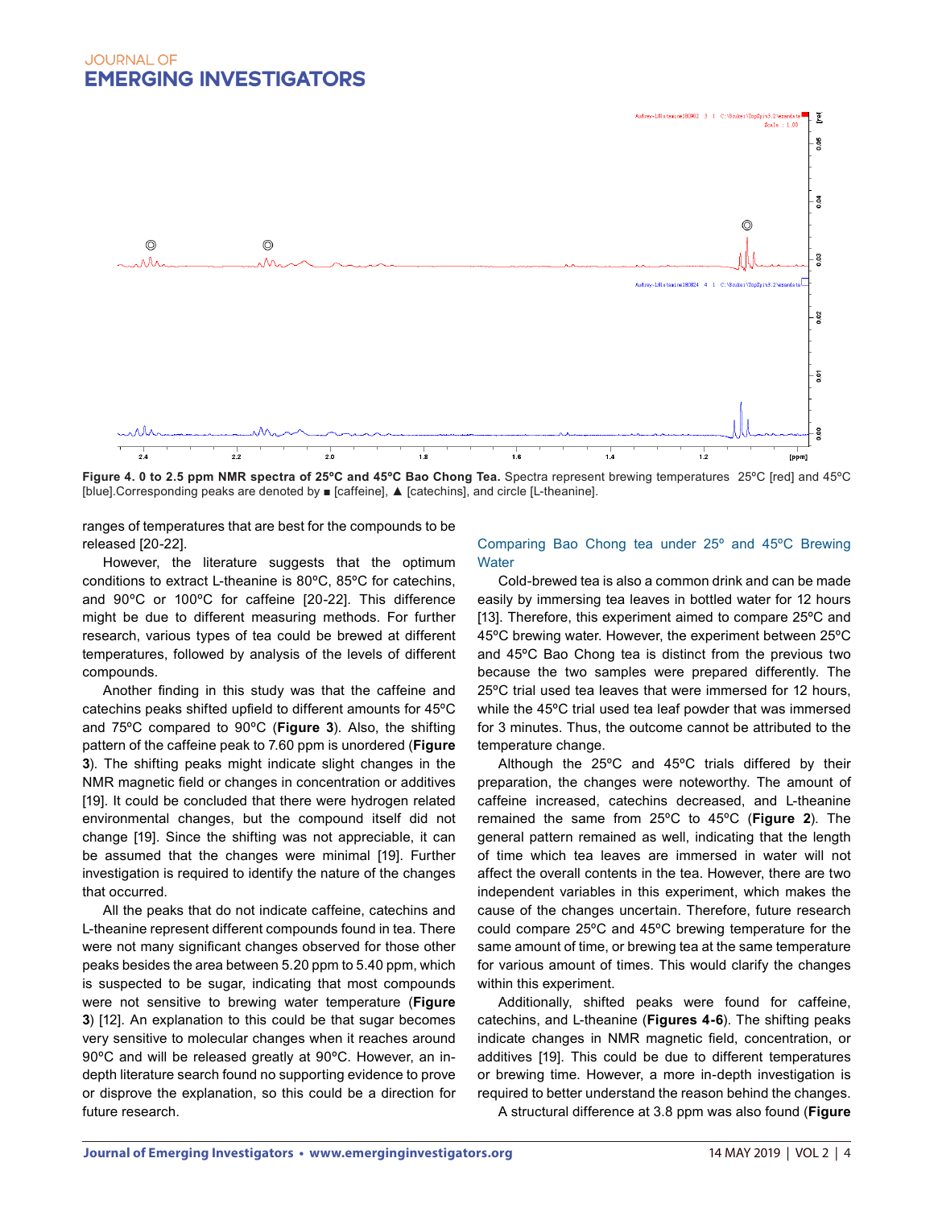**Figure 4. 0 to 2.5 ppm NMR spectra of 25ºC and 45ºC Bao Chong Tea.** Spectra represent brewing temperatures 25ºC [red] and 45ºC [blue].Corresponding peaks are denoted by ■ [caffeine], ▲ [catechins], and circle [L-theanine].

ranges of temperatures that are best for the compounds to be released [20-22].

However, the literature suggests that the optimum conditions to extract L-theanine is 80ºC, 85ºC for catechins, and 90ºC or 100ºC for caffeine [20-22]. This difference might be due to different measuring methods. For further research, various types of tea could be brewed at different temperatures, followed by analysis of the levels of different compounds.

Another finding in this study was that the caffeine and catechins peaks shifted upfield to different amounts for 45ºC and 75ºC compared to 90ºC (**Figure 3**). Also, the shifting pattern of the caffeine peak to 7.60 ppm is unordered (**Figure 3**). The shifting peaks might indicate slight changes in the NMR magnetic field or changes in concentration or additives [19]. It could be concluded that there were hydrogen related environmental changes, but the compound itself did not change [19]. Since the shifting was not appreciable, it can be assumed that the changes were minimal [19]. Further investigation is required to identify the nature of the changes that occurred.

All the peaks that do not indicate caffeine, catechins and L-theanine represent different compounds found in tea. There were not many significant changes observed for those other peaks besides the area between 5.20 ppm to 5.40 ppm, which is suspected to be sugar, indicating that most compounds were not sensitive to brewing water temperature (**Figure 3**) [12]. An explanation to this could be that sugar becomes very sensitive to molecular changes when it reaches around 90ºC and will be released greatly at 90ºC. However, an in-depth literature search found no supporting evidence to prove or disprove the explanation, so this could be a direction for future research.

### Comparing Bao Chong tea under 25º and 45ºC Brewing Water

Cold-brewed tea is also a common drink and can be made easily by immersing tea leaves in bottled water for 12 hours [13]. Therefore, this experiment aimed to compare 25ºC and 45ºC brewing water. However, the experiment between 25ºC and 45ºC Bao Chong tea is distinct from the previous two because the two samples were prepared differently. The 25ºC trial used tea leaves that were immersed for 12 hours, while the 45ºC trial used tea leaf powder that was immersed for 3 minutes. Thus, the outcome cannot be attributed to the temperature change.

Although the 25ºC and 45ºC trials differed by their preparation, the changes were noteworthy. The amount of caffeine increased, catechins decreased, and L-theanine remained the same from 25ºC to 45ºC (**Figure 2**). The general pattern remained as well, indicating that the length of time which tea leaves are immersed in water will not affect the overall contents in the tea. However, there are two independent variables in this experiment, which makes the cause of the changes uncertain. Therefore, future research could compare 25ºC and 45ºC brewing temperature for the same amount of time, or brewing tea at the same temperature for various amount of times. This would clarify the changes within this experiment.

Additionally, shifted peaks were found for caffeine, catechins, and L-theanine (**Figures 4-6**). The shifting peaks indicate changes in NMR magnetic field, concentration, or additives [19]. This could be due to different temperatures or brewing time. However, a more in-depth investigation is required to better understand the reason behind the changes.

A structural difference at 3.8 ppm was also found (**Figure**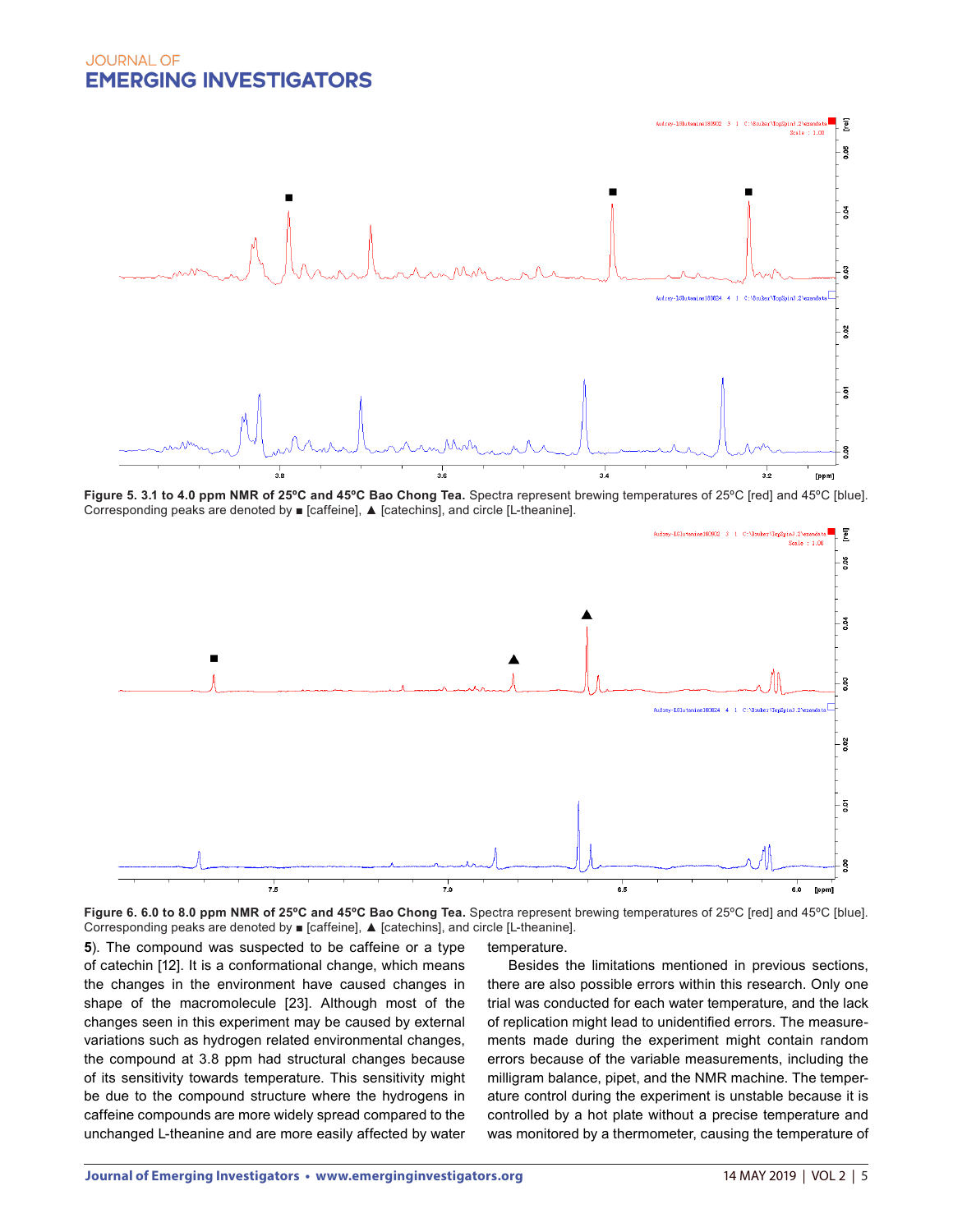**Figure 5. 3.1 to 4.0 ppm NMR of 25ºC and 45ºC Bao Chong Tea.** Spectra represent brewing temperatures of 25ºC [red] and 45ºC [blue]. Corresponding peaks are denoted by ■ [caffeine], ▲ [catechins], and circle [L-theanine].

**Figure 6. 6.0 to 8.0 ppm NMR of 25ºC and 45ºC Bao Chong Tea.** Spectra represent brewing temperatures of 25ºC [red] and 45ºC [blue]. Corresponding peaks are denoted by ■ [caffeine], ▲ [catechins], and circle [L-theanine].

**5**). The compound was suspected to be caffeine or a type of catechin [12]. It is a conformational change, which means the changes in the environment have caused changes in shape of the macromolecule [23]. Although most of the changes seen in this experiment may be caused by external variations such as hydrogen related environmental changes, the compound at 3.8 ppm had structural changes because of its sensitivity towards temperature. This sensitivity might be due to the compound structure where the hydrogens in caffeine compounds are more widely spread compared to the unchanged L-theanine and are more easily affected by water temperature.

Besides the limitations mentioned in previous sections, there are also possible errors within this research. Only one trial was conducted for each water temperature, and the lack of replication might lead to unidentified errors. The measurements made during the experiment might contain random errors because of the variable measurements, including the milligram balance, pipet, and the NMR machine. The temperature control during the experiment is unstable because it is controlled by a hot plate without a precise temperature and was monitored by a thermometer, causing the temperature of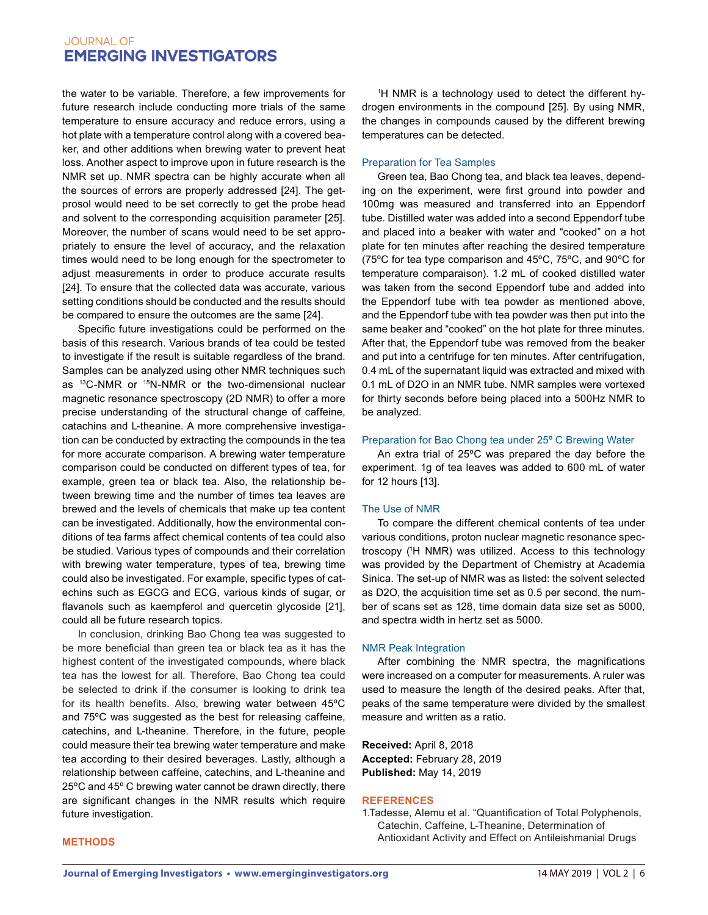the water to be variable. Therefore, a few improvements for future research include conducting more trials of the same temperature to ensure accuracy and reduce errors, using a hot plate with a temperature control along with a covered beaker, and other additions when brewing water to prevent heat loss. Another aspect to improve upon in future research is the NMR set up. NMR spectra can be highly accurate when all the sources of errors are properly addressed [24]. The getprosol would need to be set correctly to get the probe head and solvent to the corresponding acquisition parameter [25]. Moreover, the number of scans would need to be set appropriately to ensure the level of accuracy, and the relaxation times would need to be long enough for the spectrometer to adjust measurements in order to produce accurate results [24]. To ensure that the collected data was accurate, various setting conditions should be conducted and the results should be compared to ensure the outcomes are the same [24].

Specific future investigations could be performed on the basis of this research. Various brands of tea could be tested to investigate if the result is suitable regardless of the brand. Samples can be analyzed using other NMR techniques such as $^{13}$C-NMR or $^{15}$N-NMR or the two-dimensional nuclear magnetic resonance spectroscopy (2D NMR) to offer a more precise understanding of the structural change of caffeine, catachins and L-theanine. A more comprehensive investigation can be conducted by extracting the compounds in the tea for more accurate comparison. A brewing water temperature comparison could be conducted on different types of tea, for example, green tea or black tea. Also, the relationship between brewing time and the number of times tea leaves are brewed and the levels of chemicals that make up tea content can be investigated. Additionally, how the environmental conditions of tea farms affect chemical contents of tea could also be studied. Various types of compounds and their correlation with brewing water temperature, types of tea, brewing time could also be investigated. For example, specific types of catechins such as EGCG and ECG, various kinds of sugar, or flavanols such as kaempferol and quercetin glycoside [21], could all be future research topics.

In conclusion, drinking Bao Chong tea was suggested to be more beneficial than green tea or black tea as it has the highest content of the investigated compounds, where black tea has the lowest for all. Therefore, Bao Chong tea could be selected to drink if the consumer is looking to drink tea for its health benefits. Also, brewing water between 45ºC and 75ºC was suggested as the best for releasing caffeine, catechins, and L-theanine. Therefore, in the future, people could measure their tea brewing water temperature and make tea according to their desired beverages. Lastly, although a relationship between caffeine, catechins, and L-theanine and 25ºC and 45º C brewing water cannot be drawn directly, there are significant changes in the NMR results which require future investigation.

## METHODS

$^{1}$H NMR is a technology used to detect the different hydrogen environments in the compound [25]. By using NMR, the changes in compounds caused by the different brewing temperatures can be detected.

### Preparation for Tea Samples

Green tea, Bao Chong tea, and black tea leaves, depending on the experiment, were first ground into powder and 100mg was measured and transferred into an Eppendorf tube. Distilled water was added into a second Eppendorf tube and placed into a beaker with water and "cooked" on a hot plate for ten minutes after reaching the desired temperature (75ºC for tea type comparison and 45ºC, 75ºC, and 90ºC for temperature comparaison). 1.2 mL of cooked distilled water was taken from the second Eppendorf tube and added into the Eppendorf tube with tea powder as mentioned above, and the Eppendorf tube with tea powder was then put into the same beaker and "cooked" on the hot plate for three minutes. After that, the Eppendorf tube was removed from the beaker and put into a centrifuge for ten minutes. After centrifugation, 0.4 mL of the supernatant liquid was extracted and mixed with 0.1 mL of D2O in an NMR tube. NMR samples were vortexed for thirty seconds before being placed into a 500Hz NMR to be analyzed.

### Preparation for Bao Chong tea under 25º C Brewing Water

An extra trial of 25ºC was prepared the day before the experiment. 1g of tea leaves was added to 600 mL of water for 12 hours [13].

### The Use of NMR

To compare the different chemical contents of tea under various conditions, proton nuclear magnetic resonance spectroscopy ($^{1}$H NMR) was utilized. Access to this technology was provided by the Department of Chemistry at Academia Sinica. The set-up of NMR was as listed: the solvent selected as D2O, the acquisition time set as 0.5 per second, the number of scans set as 128, time domain data size set as 5000, and spectra width in hertz set as 5000.

### NMR Peak Integration

After combining the NMR spectra, the magnifications were increased on a computer for measurements. A ruler was used to measure the length of the desired peaks. After that, peaks of the same temperature were divided by the smallest measure and written as a ratio.

**Received:** April 8, 2018
**Accepted:** February 28, 2019
**Published:** May 14, 2019

## REFERENCES

1. Tadesse, Alemu et al. "Quantification of Total Polyphenols, Catechin, Caffeine, L-Theanine, Determination of Antioxidant Activity and Effect on Antileishmanial Drugs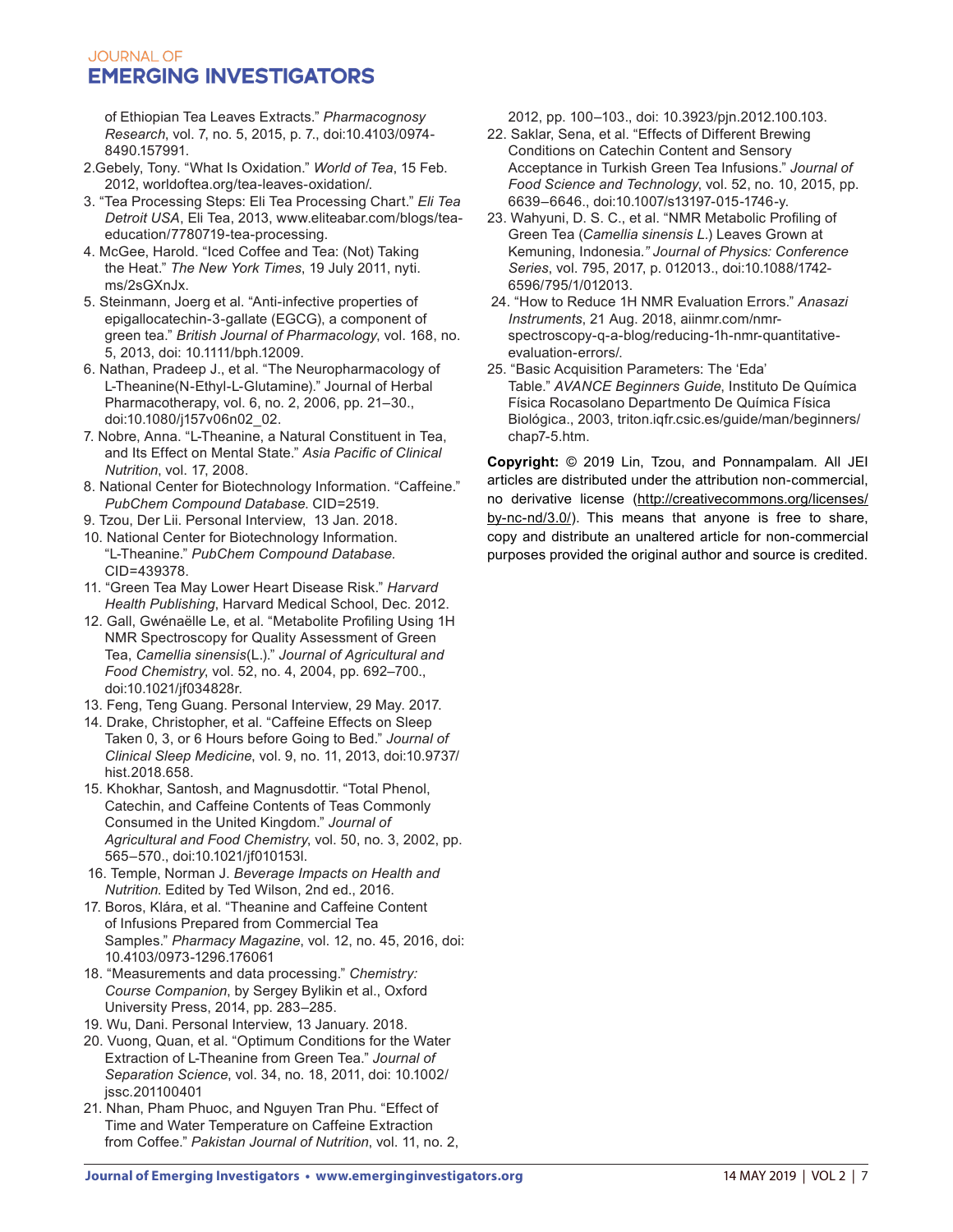of Ethiopian Tea Leaves Extracts." *Pharmacognosy Research*, vol. 7, no. 5, 2015, p. 7., doi:10.4103/0974-8490.157991.

2. Gebely, Tony. "What Is Oxidation." *World of Tea*, 15 Feb. 2012, worldoftea.org/tea-leaves-oxidation/.
3. "Tea Processing Steps: Eli Tea Processing Chart." *Eli Tea Detroit USA*, Eli Tea, 2013, www.eliteabar.com/blogs/tea-education/7780719-tea-processing.
4. McGee, Harold. "Iced Coffee and Tea: (Not) Taking the Heat." *The New York Times*, 19 July 2011, nyti.ms/2sGXnJx.
5. Steinmann, Joerg et al. "Anti-infective properties of epigallocatechin-3-gallate (EGCG), a component of green tea." *British Journal of Pharmacology*, vol. 168, no. 5, 2013, doi: 10.1111/bph.12009.
6. Nathan, Pradeep J., et al. "The Neuropharmacology of L-Theanine(N-Ethyl-L-Glutamine)." Journal of Herbal Pharmacotherapy, vol. 6, no. 2, 2006, pp. 21–30., doi:10.1080/j157v06n02_02.
7. Nobre, Anna. "L-Theanine, a Natural Constituent in Tea, and Its Effect on Mental State." *Asia Pacific of Clinical Nutrition*, vol. 17, 2008.
8. National Center for Biotechnology Information. "Caffeine." *PubChem Compound Database.* CID=2519.
9. Tzou, Der Lii. Personal Interview, 13 Jan. 2018.
10. National Center for Biotechnology Information. "L-Theanine." *PubChem Compound Database.* CID=439378.
11. "Green Tea May Lower Heart Disease Risk." *Harvard Health Publishing*, Harvard Medical School, Dec. 2012.
12. Gall, Gwénaëlle Le, et al. "Metabolite Profiling Using 1H NMR Spectroscopy for Quality Assessment of Green Tea, *Camellia sinensis*(L.)." *Journal of Agricultural and Food Chemistry*, vol. 52, no. 4, 2004, pp. 692–700., doi:10.1021/jf034828r.
13. Feng, Teng Guang. Personal Interview, 29 May. 2017.
14. Drake, Christopher, et al. "Caffeine Effects on Sleep Taken 0, 3, or 6 Hours before Going to Bed." *Journal of Clinical Sleep Medicine*, vol. 9, no. 11, 2013, doi:10.9737/hist.2018.658.
15. Khokhar, Santosh, and Magnusdottir. "Total Phenol, Catechin, and Caffeine Contents of Teas Commonly Consumed in the United Kingdom." *Journal of Agricultural and Food Chemistry*, vol. 50, no. 3, 2002, pp. 565–570., doi:10.1021/jf010153l.
16. Temple, Norman J. *Beverage Impacts on Health and Nutrition.* Edited by Ted Wilson, 2nd ed., 2016.
17. Boros, Klára, et al. "Theanine and Caffeine Content of Infusions Prepared from Commercial Tea Samples." *Pharmacy Magazine*, vol. 12, no. 45, 2016, doi: 10.4103/0973-1296.176061
18. "Measurements and data processing." *Chemistry: Course Companion*, by Sergey Bylikin et al., Oxford University Press, 2014, pp. 283–285.
19. Wu, Dani. Personal Interview, 13 January. 2018.
20. Vuong, Quan, et al. "Optimum Conditions for the Water Extraction of L-Theanine from Green Tea." *Journal of Separation Science*, vol. 34, no. 18, 2011, doi: 10.1002/jssc.201100401
21. Nhan, Pham Phuoc, and Nguyen Tran Phu. "Effect of Time and Water Temperature on Caffeine Extraction from Coffee." *Pakistan Journal of Nutrition*, vol. 11, no. 2, 2012, pp. 100–103., doi: 10.3923/pjn.2012.100.103.
22. Saklar, Sena, et al. "Effects of Different Brewing Conditions on Catechin Content and Sensory Acceptance in Turkish Green Tea Infusions." *Journal of Food Science and Technology*, vol. 52, no. 10, 2015, pp. 6639–6646., doi:10.1007/s13197-015-1746-y.
23. Wahyuni, D. S. C., et al. "NMR Metabolic Profiling of Green Tea (*Camellia sinensis L.*) Leaves Grown at Kemuning, Indonesia." *Journal of Physics: Conference Series*, vol. 795, 2017, p. 012013., doi:10.1088/1742-6596/795/1/012013.
24. "How to Reduce 1H NMR Evaluation Errors." *Anasazi Instruments*, 21 Aug. 2018, aiinmr.com/nmr-spectroscopy-q-a-blog/reducing-1h-nmr-quantitative-evaluation-errors/.
25. "Basic Acquisition Parameters: The 'Eda' Table." *AVANCE Beginners Guide*, Instituto De Química Física Rocasolano Departmento De Química Física Biológica., 2003, triton.iqfr.csic.es/guide/man/beginners/chap7-5.htm.

**Copyright:** © 2019 Lin, Tzou, and Ponnampalam. All JEI articles are distributed under the attribution non-commercial, no derivative license (http://creativecommons.org/licenses/by-nc-nd/3.0/). This means that anyone is free to share, copy and distribute an unaltered article for non-commercial purposes provided the original author and source is credited.